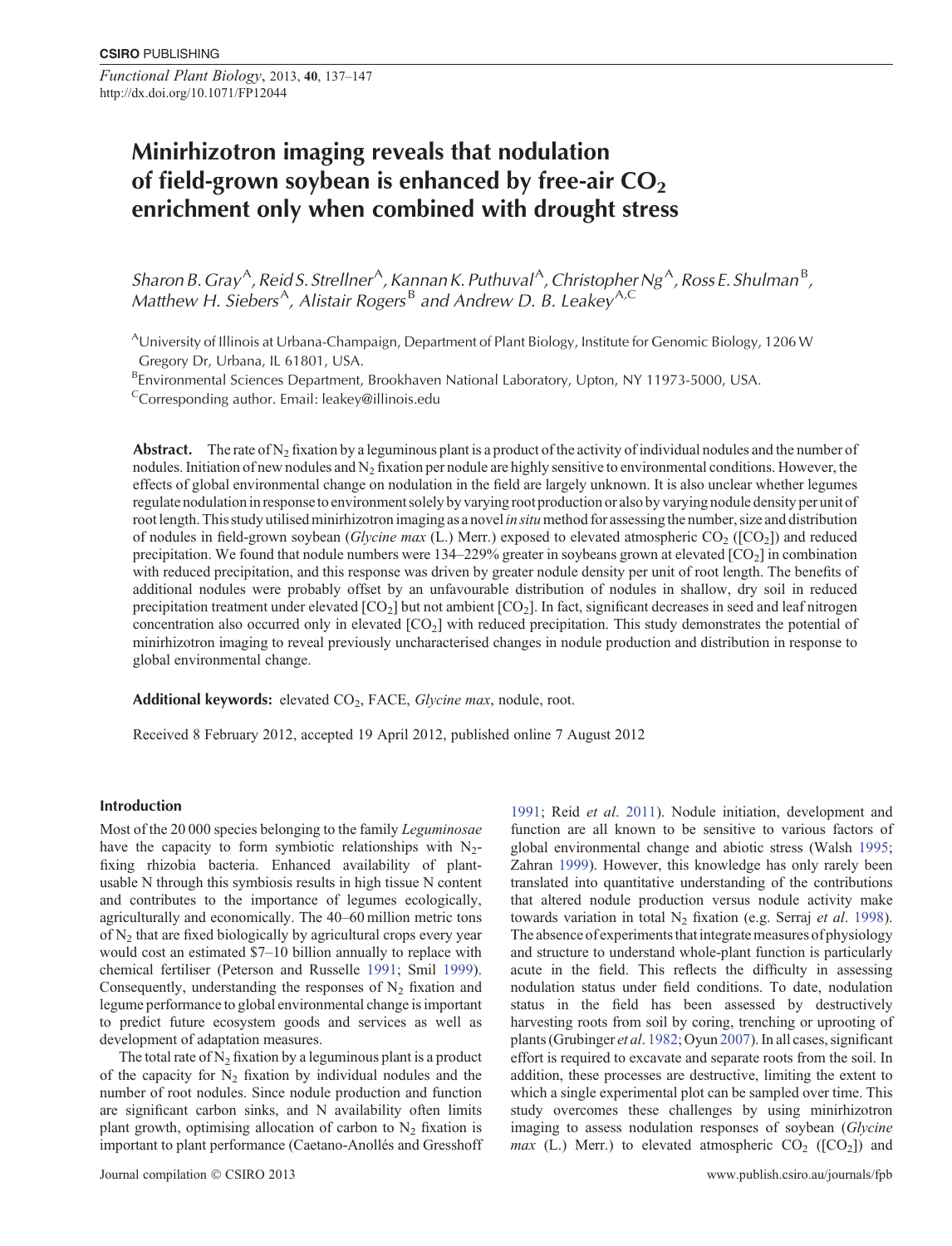# Minirhizotron imaging reveals that nodulation of field-grown soybean is enhanced by free-air $CO_2$ enrichment only when combined with drought stress

*Sharon B. Gray*[A], *Reid S. Strellner*[A], *Kannan K. Puthuval*[A], *Christopher Ng*[A], *Ross E. Shulman*[B], *Matthew H. Siebers*[A], *Alistair Rogers*[B] *and Andrew D. B. Leakey*[A,C]

[A]University of Illinois at Urbana-Champaign, Department of Plant Biology, Institute for Genomic Biology, 1206 W Gregory Dr, Urbana, IL 61801, USA.

[B]Environmental Sciences Department, Brookhaven National Laboratory, Upton, NY 11973-5000, USA.

[C]Corresponding author. Email: leakey@illinois.edu

**Abstract.** The rate of $N_2$ fixation by a leguminous plant is a product of the activity of individual nodules and the number of nodules. Initiation of new nodules and $N_2$ fixation per nodule are highly sensitive to environmental conditions. However, the effects of global environmental change on nodulation in the field are largely unknown. It is also unclear whether legumes regulate nodulation in response to environment solely by varying root production or also by varying nodule density per unit of root length. This study utilised minirhizotron imaging as a novel *in situ* method for assessing the number, size and distribution of nodules in field-grown soybean (*Glycine max* (L.) Merr.) exposed to elevated atmospheric $CO_2$ ([$CO_2$]) and reduced precipitation. We found that nodule numbers were 134–229% greater in soybeans grown at elevated [$CO_2$] in combination with reduced precipitation, and this response was driven by greater nodule density per unit of root length. The benefits of additional nodules were probably offset by an unfavourable distribution of nodules in shallow, dry soil in reduced precipitation treatment under elevated [$CO_2$] but not ambient [$CO_2$]. In fact, significant decreases in seed and leaf nitrogen concentration also occurred only in elevated [$CO_2$] with reduced precipitation. This study demonstrates the potential of minirhizotron imaging to reveal previously uncharacterised changes in nodule production and distribution in response to global environmental change.

**Additional keywords:** elevated $CO_2$, FACE, *Glycine max*, nodule, root.

Received 8 February 2012, accepted 19 April 2012, published online 7 August 2012

## Introduction

Most of the 20 000 species belonging to the family *Leguminosae* have the capacity to form symbiotic relationships with $N_2$-fixing rhizobia bacteria. Enhanced availability of plant-usable N through this symbiosis results in high tissue N content and contributes to the importance of legumes ecologically, agriculturally and economically. The 40–60 million metric tons of $N_2$ that are fixed biologically by agricultural crops every year would cost an estimated $7–10 billion annually to replace with chemical fertiliser (Peterson and Russelle 1991; Smil 1999). Consequently, understanding the responses of $N_2$ fixation and legume performance to global environmental change is important to predict future ecosystem goods and services as well as development of adaptation measures.

The total rate of $N_2$ fixation by a leguminous plant is a product of the capacity for $N_2$ fixation by individual nodules and the number of root nodules. Since nodule production and function are significant carbon sinks, and N availability often limits plant growth, optimising allocation of carbon to $N_2$ fixation is important to plant performance (Caetano-Anollés and Gresshoff 1991; Reid *et al*. 2011). Nodule initiation, development and function are all known to be sensitive to various factors of global environmental change and abiotic stress (Walsh 1995; Zahran 1999). However, this knowledge has only rarely been translated into quantitative understanding of the contributions that altered nodule production versus nodule activity make towards variation in total $N_2$ fixation (e.g. Serraj *et al*. 1998). The absence of experiments that integrate measures of physiology and structure to understand whole-plant function is particularly acute in the field. This reflects the difficulty in assessing nodulation status under field conditions. To date, nodulation status in the field has been assessed by destructively harvesting roots from soil by coring, trenching or uprooting of plants (Grubinger *et al*. 1982; Oyun 2007). In all cases, significant effort is required to excavate and separate roots from the soil. In addition, these processes are destructive, limiting the extent to which a single experimental plot can be sampled over time. This study overcomes these challenges by using minirhizotron imaging to assess nodulation responses of soybean (*Glycine max* (L.) Merr.) to elevated atmospheric $CO_2$ ([$CO_2$]) and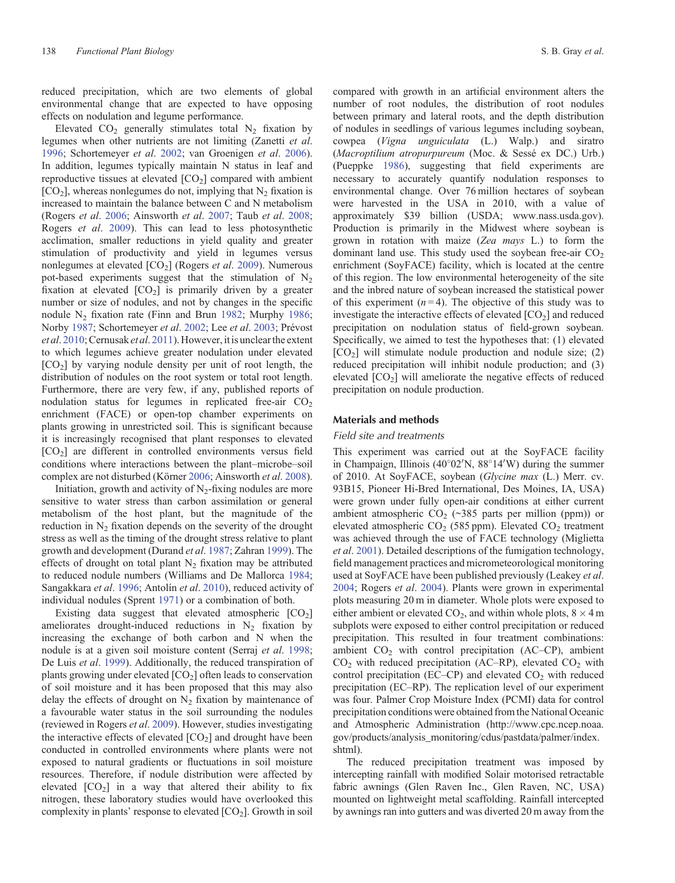reduced precipitation, which are two elements of global environmental change that are expected to have opposing effects on nodulation and legume performance.

Elevated $CO_2$ generally stimulates total $N_2$ fixation by legumes when other nutrients are not limiting (Zanetti *et al*. 1996; Schortemeyer *et al*. 2002; van Groenigen *et al*. 2006). In addition, legumes typically maintain N status in leaf and reproductive tissues at elevated [$CO_2$] compared with ambient [$CO_2$], whereas nonlegumes do not, implying that $N_2$ fixation is increased to maintain the balance between C and N metabolism (Rogers *et al*. 2006; Ainsworth *et al*. 2007; Taub *et al*. 2008; Rogers *et al*. 2009). This can lead to less photosynthetic acclimation, smaller reductions in yield quality and greater stimulation of productivity and yield in legumes versus nonlegumes at elevated [$CO_2$] (Rogers *et al*. 2009). Numerous pot-based experiments suggest that the stimulation of $N_2$ fixation at elevated [$CO_2$] is primarily driven by a greater number or size of nodules, and not by changes in the specific nodule $N_2$ fixation rate (Finn and Brun 1982; Murphy 1986; Norby 1987; Schortemeyer *et al*. 2002; Lee *et al*. 2003; Prévost *et al*. 2010; Cernusak *et al*. 2011). However, it is unclear the extent to which legumes achieve greater nodulation under elevated [$CO_2$] by varying nodule density per unit of root length, the distribution of nodules on the root system or total root length. Furthermore, there are very few, if any, published reports of nodulation status for legumes in replicated free-air $CO_2$ enrichment (FACE) or open-top chamber experiments on plants growing in unrestricted soil. This is significant because it is increasingly recognised that plant responses to elevated [$CO_2$] are different in controlled environments versus field conditions where interactions between the plant–microbe–soil complex are not disturbed (Körner 2006; Ainsworth *et al*. 2008).

Initiation, growth and activity of $N_2$-fixing nodules are more sensitive to water stress than carbon assimilation or general metabolism of the host plant, but the magnitude of the reduction in $N_2$ fixation depends on the severity of the drought stress as well as the timing of the drought stress relative to plant growth and development (Durand *et al*. 1987; Zahran 1999). The effects of drought on total plant $N_2$ fixation may be attributed to reduced nodule numbers (Williams and De Mallorca 1984; Sangakkara *et al*. 1996; Antolín *et al*. 2010), reduced activity of individual nodules (Sprent 1971) or a combination of both.

Existing data suggest that elevated atmospheric [$CO_2$] ameliorates drought-induced reductions in $N_2$ fixation by increasing the exchange of both carbon and N when the nodule is at a given soil moisture content (Serraj *et al*. 1998; De Luis *et al*. 1999). Additionally, the reduced transpiration of plants growing under elevated [$CO_2$] often leads to conservation of soil moisture and it has been proposed that this may also delay the effects of drought on $N_2$ fixation by maintenance of a favourable water status in the soil surrounding the nodules (reviewed in Rogers *et al*. 2009). However, studies investigating the interactive effects of elevated [$CO_2$] and drought have been conducted in controlled environments where plants were not exposed to natural gradients or fluctuations in soil moisture resources. Therefore, if nodule distribution were affected by elevated [$CO_2$] in a way that altered their ability to fix nitrogen, these laboratory studies would have overlooked this complexity in plants' response to elevated [$CO_2$]. Growth in soil compared with growth in an artificial environment alters the number of root nodules, the distribution of root nodules between primary and lateral roots, and the depth distribution of nodules in seedlings of various legumes including soybean, cowpea (*Vigna unguiculata* (L.) Walp.) and siratro (*Macroptilium atropurpureum* (Moc. & Sessé ex DC.) Urb.) (Pueppke 1986), suggesting that field experiments are necessary to accurately quantify nodulation responses to environmental change. Over 76 million hectares of soybean were harvested in the USA in 2010, with a value of approximately \$39 billion (USDA; www.nass.usda.gov). Production is primarily in the Midwest where soybean is grown in rotation with maize (*Zea mays* L.) to form the dominant land use. This study used the soybean free-air $CO_2$ enrichment (SoyFACE) facility, which is located at the centre of this region. The low environmental heterogeneity of the site and the inbred nature of soybean increased the statistical power of this experiment ($n = 4$). The objective of this study was to investigate the interactive effects of elevated [$CO_2$] and reduced precipitation on nodulation status of field-grown soybean. Specifically, we aimed to test the hypotheses that: (1) elevated [$CO_2$] will stimulate nodule production and nodule size; (2) reduced precipitation will inhibit nodule production; and (3) elevated [$CO_2$] will ameliorate the negative effects of reduced precipitation on nodule production.

## Materials and methods

### *Field site and treatments*

This experiment was carried out at the SoyFACE facility in Champaign, Illinois (40°02′N, 88°14′W) during the summer of 2010. At SoyFACE, soybean (*Glycine max* (L.) Merr. cv. 93B15, Pioneer Hi-Bred International, Des Moines, IA, USA) were grown under fully open-air conditions at either current ambient atmospheric $CO_2$ (~385 parts per million (ppm)) or elevated atmospheric $CO_2$ (585 ppm). Elevated $CO_2$ treatment was achieved through the use of FACE technology (Miglietta *et al*. 2001). Detailed descriptions of the fumigation technology, field management practices and micrometeorological monitoring used at SoyFACE have been published previously (Leakey *et al*. 2004; Rogers *et al*. 2004). Plants were grown in experimental plots measuring 20 m in diameter. Whole plots were exposed to either ambient or elevated $CO_2$, and within whole plots, $8 \times 4$ m subplots were exposed to either control precipitation or reduced precipitation. This resulted in four treatment combinations: ambient $CO_2$ with control precipitation (AC–CP), ambient $CO_2$ with reduced precipitation (AC–RP), elevated $CO_2$ with control precipitation (EC–CP) and elevated $CO_2$ with reduced precipitation (EC–RP). The replication level of our experiment was four. Palmer Crop Moisture Index (PCMI) data for control precipitation conditions were obtained from the National Oceanic and Atmospheric Administration (http://www.cpc.ncep.noaa.gov/products/analysis_monitoring/cdus/pastdata/palmer/index.shtml).

The reduced precipitation treatment was imposed by intercepting rainfall with modified Solair motorised retractable fabric awnings (Glen Raven Inc., Glen Raven, NC, USA) mounted on lightweight metal scaffolding. Rainfall intercepted by awnings ran into gutters and was diverted 20 m away from the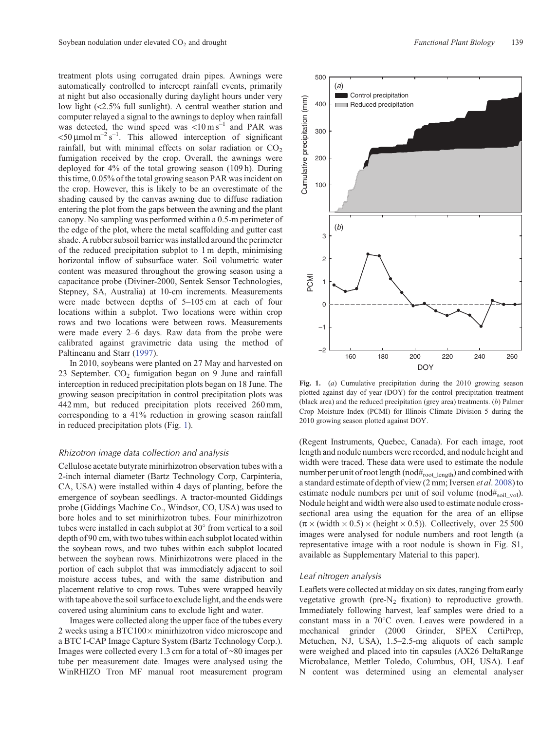treatment plots using corrugated drain pipes. Awnings were automatically controlled to intercept rainfall events, primarily at night but also occasionally during daylight hours under very low light (<2.5% full sunlight). A central weather station and computer relayed a signal to the awnings to deploy when rainfall was detected, the wind speed was $<10\,m\,s^{-1}$ and PAR was $<50\,\mu mol\,m^{-2}\,s^{-1}$. This allowed interception of significant rainfall, but with minimal effects on solar radiation or $CO_2$ fumigation received by the crop. Overall, the awnings were deployed for 4% of the total growing season (109 h). During this time, 0.05% of the total growing season PAR was incident on the crop. However, this is likely to be an overestimate of the shading caused by the canvas awning due to diffuse radiation entering the plot from the gaps between the awning and the plant canopy. No sampling was performed within a 0.5-m perimeter of the edge of the plot, where the metal scaffolding and gutter cast shade. A rubber subsoil barrier was installed around the perimeter of the reduced precipitation subplot to 1 m depth, minimising horizontal inflow of subsurface water. Soil volumetric water content was measured throughout the growing season using a capacitance probe (Diviner-2000, Sentek Sensor Technologies, Stepney, SA, Australia) at 10-cm increments. Measurements were made between depths of 5–105 cm at each of four locations within a subplot. Two locations were within crop rows and two locations were between rows. Measurements were made every 2–6 days. Raw data from the probe were calibrated against gravimetric data using the method of Paltineanu and Starr (1997).

In 2010, soybeans were planted on 27 May and harvested on 23 September. $CO_2$ fumigation began on 9 June and rainfall interception in reduced precipitation plots began on 18 June. The growing season precipitation in control precipitation plots was 442 mm, but reduced precipitation plots received 260 mm, corresponding to a 41% reduction in growing season rainfall in reduced precipitation plots (Fig. 1).

(a)
Control precipitation
Reduced precipitation
Cumulative precipitation (mm)
500
400
300
200
100

(b)
PCMI
3
2
1
0
–1
–2
160 180 200 220 240 260
DOY

**Fig. 1.** (*a*) Cumulative precipitation during the 2010 growing season plotted against day of year (DOY) for the control precipitation treatment (black area) and the reduced precipitation (grey area) treatments. (*b*) Palmer Crop Moisture Index (PCMI) for Illinois Climate Division 5 during the 2010 growing season plotted against DOY.

### Rhizotron image data collection and analysis

Cellulose acetate butyrate minirhizotron observation tubes with a 2-inch internal diameter (Bartz Technology Corp, Carpinteria, CA, USA) were installed within 4 days of planting, before the emergence of soybean seedlings. A tractor-mounted Giddings probe (Giddings Machine Co., Windsor, CO, USA) was used to bore holes and to set minirhizotron tubes. Four minirhizotron tubes were installed in each subplot at 30° from vertical to a soil depth of 90 cm, with two tubes within each subplot located within the soybean rows, and two tubes within each subplot located between the soybean rows. Minirhizotrons were placed in the portion of each subplot that was immediately adjacent to soil moisture access tubes, and with the same distribution and placement relative to crop rows. Tubes were wrapped heavily with tape above the soil surface to exclude light, and the ends were covered using aluminium cans to exclude light and water.

Images were collected along the upper face of the tubes every 2 weeks using a BTC100× minirhizotron video microscope and a BTC I-CAP Image Capture System (Bartz Technology Corp.). Images were collected every 1.3 cm for a total of ~80 images per tube per measurement date. Images were analysed using the WinRHIZO Tron MF manual root measurement program (Regent Instruments, Quebec, Canada). For each image, root length and nodule numbers were recorded, and nodule height and width were traced. These data were used to estimate the nodule number per unit of root length ($nod\#_{root\_length}$) and combined with a standard estimate of depth of view (2 mm; Iversen *et al.* 2008) to estimate nodule numbers per unit of soil volume ($nod\#_{soil\_vol}$). Nodule height and width were also used to estimate nodule cross-sectional area using the equation for the area of an ellipse ($\pi \times (\text{width} \times 0.5) \times (\text{height} \times 0.5)$). Collectively, over 25 500 images were analysed for nodule numbers and root length (a representative image with a root nodule is shown in Fig. S1, available as Supplementary Material to this paper).

### Leaf nitrogen analysis

Leaflets were collected at midday on six dates, ranging from early vegetative growth (pre-$N_2$ fixation) to reproductive growth. Immediately following harvest, leaf samples were dried to a constant mass in a 70°C oven. Leaves were powdered in a mechanical grinder (2000 Grinder, SPEX CertiPrep, Metuchen, NJ, USA), 1.5–2.5-mg aliquots of each sample were weighed and placed into tin capsules (AX26 DeltaRange Microbalance, Mettler Toledo, Columbus, OH, USA). Leaf N content was determined using an elemental analyser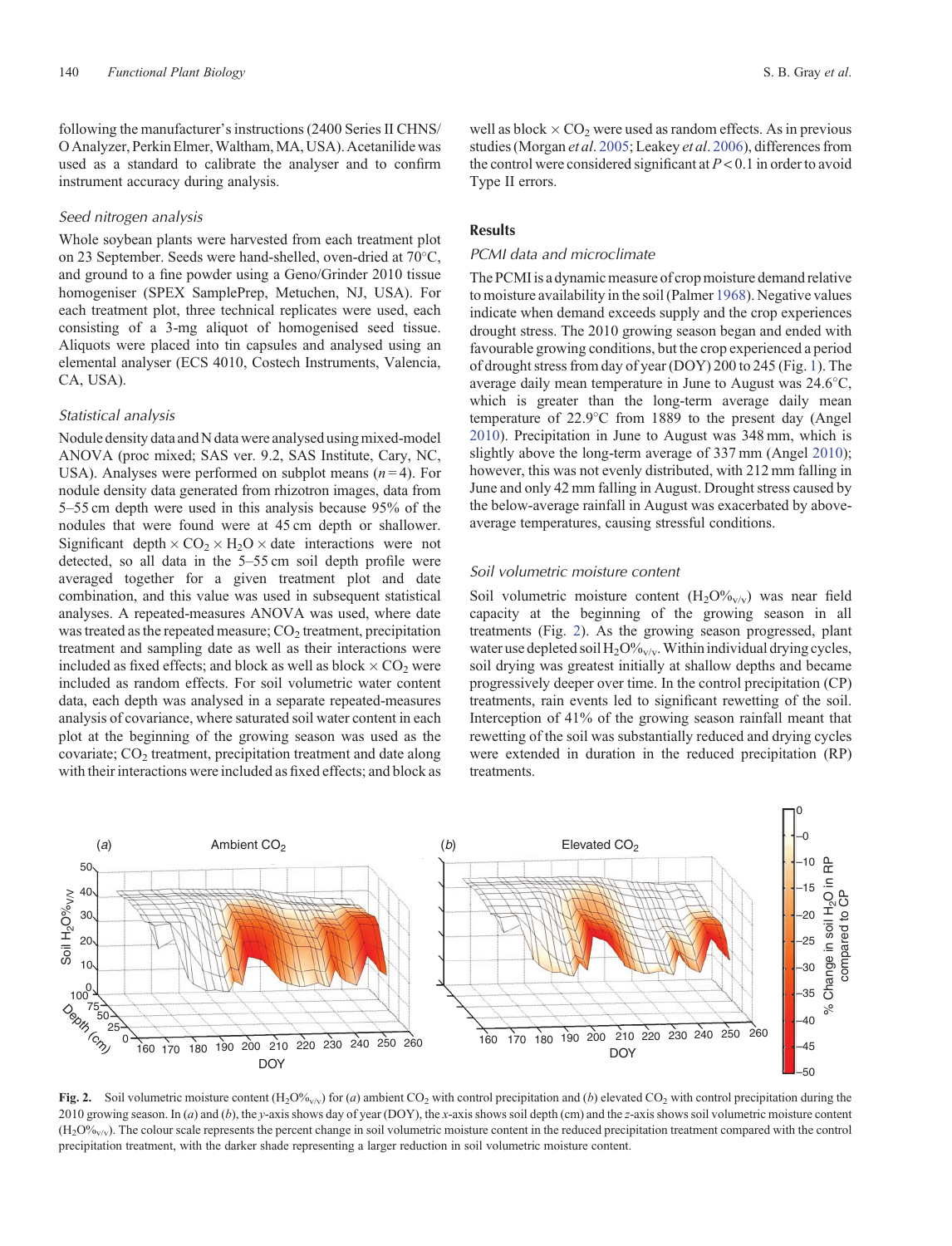following the manufacturer's instructions (2400 Series II CHNS/O Analyzer, Perkin Elmer, Waltham, MA, USA). Acetanilide was used as a standard to calibrate the analyser and to confirm instrument accuracy during analysis.

### Seed nitrogen analysis

Whole soybean plants were harvested from each treatment plot on 23 September. Seeds were hand-shelled, oven-dried at 70°C, and ground to a fine powder using a Geno/Grinder 2010 tissue homogeniser (SPEX SamplePrep, Metuchen, NJ, USA). For each treatment plot, three technical replicates were used, each consisting of a 3-mg aliquot of homogenised seed tissue. Aliquots were placed into tin capsules and analysed using an elemental analyser (ECS 4010, Costech Instruments, Valencia, CA, USA).

### Statistical analysis

Nodule density data and N data were analysed using mixed-model ANOVA (proc mixed; SAS ver. 9.2, SAS Institute, Cary, NC, USA). Analyses were performed on subplot means ($n = 4$). For nodule density data generated from rhizotron images, data from 5–55 cm depth were used in this analysis because 95% of the nodules that were found were at 45 cm depth or shallower. Significant depth $\times$ $CO_2$ $\times$ $H_2O$ $\times$ date interactions were not detected, so all data in the 5–55 cm soil depth profile were averaged together for a given treatment plot and date combination, and this value was used in subsequent statistical analyses. A repeated-measures ANOVA was used, where date was treated as the repeated measure; $CO_2$ treatment, precipitation treatment and sampling date as well as their interactions were included as fixed effects; and block as well as block $\times$ $CO_2$ were included as random effects. For soil volumetric water content data, each depth was analysed in a separate repeated-measures analysis of covariance, where saturated soil water content in each plot at the beginning of the growing season was used as the covariate; $CO_2$ treatment, precipitation treatment and date along with their interactions were included as fixed effects; and block as well as block $\times$ $CO_2$ were used as random effects. As in previous studies (Morgan *et al.* 2005; Leakey *et al.* 2006), differences from the control were considered significant at $P < 0.1$ in order to avoid Type II errors.

## Results

### PCMI data and microclimate

The PCMI is a dynamic measure of crop moisture demand relative to moisture availability in the soil (Palmer 1968). Negative values indicate when demand exceeds supply and the crop experiences drought stress. The 2010 growing season began and ended with favourable growing conditions, but the crop experienced a period of drought stress from day of year (DOY) 200 to 245 (Fig. 1). The average daily mean temperature in June to August was 24.6°C, which is greater than the long-term average daily mean temperature of 22.9°C from 1889 to the present day (Angel 2010). Precipitation in June to August was 348 mm, which is slightly above the long-term average of 337 mm (Angel 2010); however, this was not evenly distributed, with 212 mm falling in June and only 42 mm falling in August. Drought stress caused by the below-average rainfall in August was exacerbated by above-average temperatures, causing stressful conditions.

### Soil volumetric moisture content

Soil volumetric moisture content ($H_2O\%_{v/v}$) was near field capacity at the beginning of the growing season in all treatments (Fig. 2). As the growing season progressed, plant water use depleted soil $H_2O\%_{v/v}$. Within individual drying cycles, soil drying was greatest initially at shallow depths and became progressively deeper over time. In the control precipitation (CP) treatments, rain events led to significant rewetting of the soil. Interception of 41% of the growing season rainfall meant that rewetting of the soil was substantially reduced and drying cycles were extended in duration in the reduced precipitation (RP) treatments.

(a) Ambient $CO_2$

(b) Elevated $CO_2$

Soil $H_2O\%_{V/V}$

50
40
30
20
10
0

Depth (cm)

100
75
50
25
0

DOY

160 170 180 190 200 210 220 230 240 250 260

% Change in soil $H_2O$ in RP compared to CP

0
–0
–10
–15
–20
–25
–30
–35
–40
–45
–50

**Fig. 2.** Soil volumetric moisture content ($H_2O\%_{v/v}$) for (*a*) ambient $CO_2$ with control precipitation and (*b*) elevated $CO_2$ with control precipitation during the 2010 growing season. In (*a*) and (*b*), the *y*-axis shows day of year (DOY), the *x*-axis shows soil depth (cm) and the *z*-axis shows soil volumetric moisture content ($H_2O\%_{v/v}$). The colour scale represents the percent change in soil volumetric moisture content in the reduced precipitation treatment compared with the control precipitation treatment, with the darker shade representing a larger reduction in soil volumetric moisture content.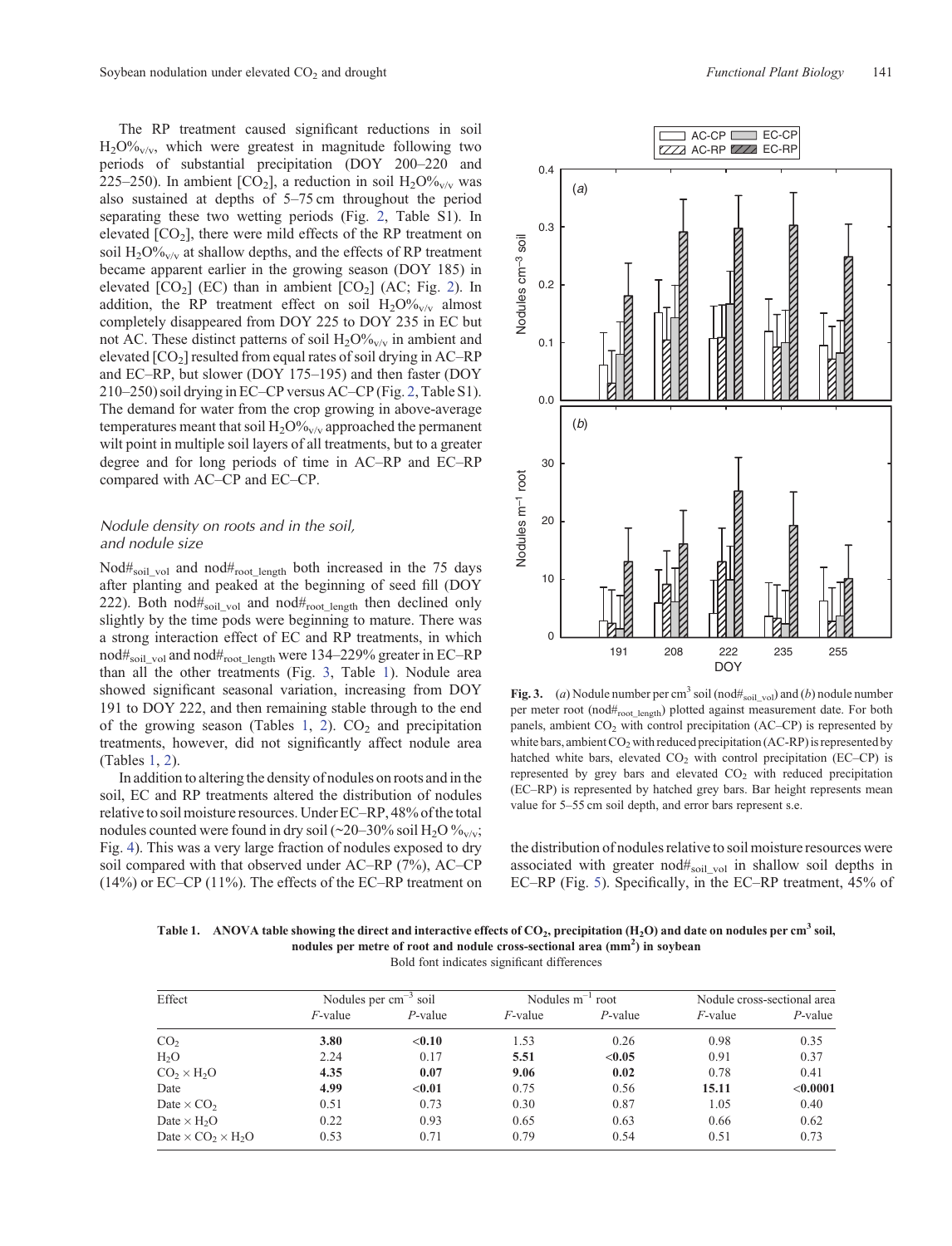The RP treatment caused significant reductions in soil $H_2O\%_{v/v}$, which were greatest in magnitude following two periods of substantial precipitation (DOY 200–220 and 225–250). In ambient [$CO_2$], a reduction in soil $H_2O\%_{v/v}$ was also sustained at depths of 5–75 cm throughout the period separating these two wetting periods (Fig. 2, Table S1). In elevated [$CO_2$], there were mild effects of the RP treatment on soil $H_2O\%_{v/v}$ at shallow depths, and the effects of RP treatment became apparent earlier in the growing season (DOY 185) in elevated [$CO_2$] (EC) than in ambient [$CO_2$] (AC; Fig. 2). In addition, the RP treatment effect on soil $H_2O\%_{v/v}$ almost completely disappeared from DOY 225 to DOY 235 in EC but not AC. These distinct patterns of soil $H_2O\%_{v/v}$ in ambient and elevated [$CO_2$] resulted from equal rates of soil drying in AC–RP and EC–RP, but slower (DOY 175–195) and then faster (DOY 210–250) soil drying in EC–CP versus AC–CP (Fig. 2, Table S1). The demand for water from the crop growing in above-average temperatures meant that soil $H_2O\%_{v/v}$ approached the permanent wilt point in multiple soil layers of all treatments, but to a greater degree and for long periods of time in AC–RP and EC–RP compared with AC–CP and EC–CP.

### *Nodule density on roots and in the soil, and nodule size*

$Nod\#_{soil\_vol}$ and $nod\#_{root\_length}$ both increased in the 75 days after planting and peaked at the beginning of seed fill (DOY 222). Both $nod\#_{soil\_vol}$ and $nod\#_{root\_length}$ then declined only slightly by the time pods were beginning to mature. There was a strong interaction effect of EC and RP treatments, in which $nod\#_{soil\_vol}$ and $nod\#_{root\_length}$ were 134–229% greater in EC–RP than all the other treatments (Fig. 3, Table 1). Nodule area showed significant seasonal variation, increasing from DOY 191 to DOY 222, and then remaining stable through to the end of the growing season (Tables 1, 2). $CO_2$ and precipitation treatments, however, did not significantly affect nodule area (Tables 1, 2).

In addition to altering the density of nodules on roots and in the soil, EC and RP treatments altered the distribution of nodules relative to soil moisture resources. Under EC–RP, 48% of the total nodules counted were found in dry soil (~20–30% soil $H_2O\ \%_{v/v}$; Fig. 4). This was a very large fraction of nodules exposed to dry soil compared with that observed under AC–RP (7%), AC–CP (14%) or EC–CP (11%). The effects of the EC–RP treatment on the distribution of nodules relative to soil moisture resources were associated with greater $nod\#_{soil\_vol}$ in shallow soil depths in EC–RP (Fig. 5). Specifically, in the EC–RP treatment, 45% of

AC-CP EC-CP
AC-RP EC-RP

(a)
Nodules cm$^{-3}$ soil
0.0 0.1 0.2 0.3 0.4

(b)
Nodules m$^{-1}$ root
0 10 20 30

191 208 222 235 255
DOY

**Fig. 3.** (*a*) Nodule number per $cm^3$ soil ($nod\#_{soil\_vol}$) and (*b*) nodule number per meter root ($nod\#_{root\_length}$) plotted against measurement date. For both panels, ambient $CO_2$ with control precipitation (AC–CP) is represented by white bars, ambient $CO_2$ with reduced precipitation (AC-RP) is represented by hatched white bars, elevated $CO_2$ with control precipitation (EC–CP) is represented by grey bars and elevated $CO_2$ with reduced precipitation (EC–RP) is represented by hatched grey bars. Bar height represents mean value for 5–55 cm soil depth, and error bars represent s.e.

**Table 1. ANOVA table showing the direct and interactive effects of $CO_2$, precipitation ($H_2O$) and date on nodules per $cm^3$ soil, nodules per metre of root and nodule cross-sectional area ($mm^2$) in soybean**
Bold font indicates significant differences

| Effect | Nodules per $cm^{-3}$ soil | | Nodules $m^{-1}$ root | | Nodule cross-sectional area | |
|---|---|---|---|---|---|---|
| | *F*-value | *P*-value | *F*-value | *P*-value | *F*-value | *P*-value |
| $CO_2$ | **3.80** | **<0.10** | 1.53 | 0.26 | 0.98 | 0.35 |
| $H_2O$ | 2.24 | 0.17 | **5.51** | **<0.05** | 0.91 | 0.37 |
| $CO_2 \times H_2O$ | **4.35** | **0.07** | **9.06** | **0.02** | 0.78 | 0.41 |
| Date | **4.99** | **<0.01** | 0.75 | 0.56 | **15.11** | **<0.0001** |
| Date × $CO_2$ | 0.51 | 0.73 | 0.30 | 0.87 | 1.05 | 0.40 |
| Date × $H_2O$ | 0.22 | 0.93 | 0.65 | 0.63 | 0.66 | 0.62 |
| Date × $CO_2 \times H_2O$ | 0.53 | 0.71 | 0.79 | 0.54 | 0.51 | 0.73 |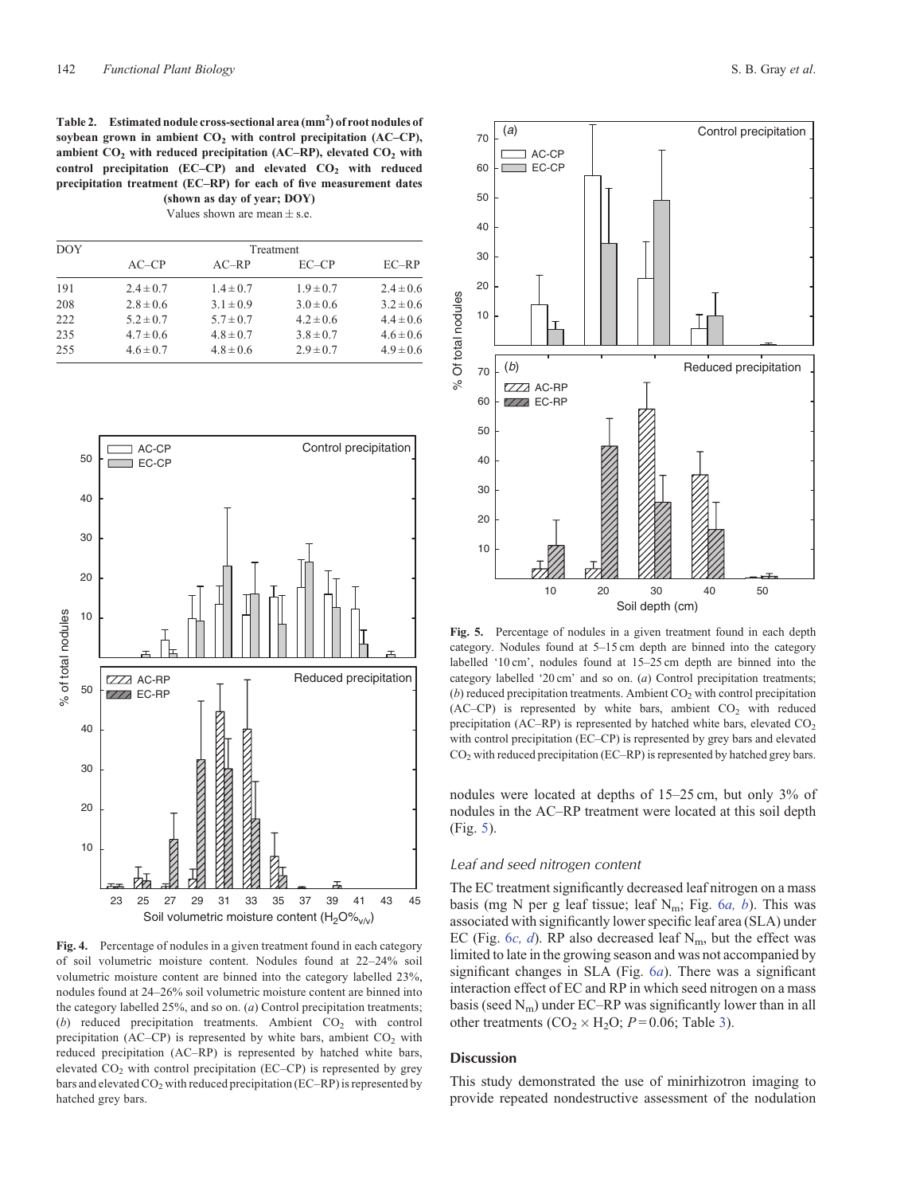**Table 2. Estimated nodule cross-sectional area ($mm^2$) of root nodules of soybean grown in ambient $CO_2$ with control precipitation (AC–CP), ambient $CO_2$ with reduced precipitation (AC–RP), elevated $CO_2$ with control precipitation (EC–CP) and elevated $CO_2$ with reduced precipitation treatment (EC–RP) for each of five measurement dates (shown as day of year; DOY)**

Values shown are mean ± s.e.

| DOY | Treatment | | | |
|---|---|---|---|---|
| | AC–CP | AC–RP | EC–CP | EC–RP |
| 191 | 2.4 ± 0.7 | 1.4 ± 0.7 | 1.9 ± 0.7 | 2.4 ± 0.6 |
| 208 | 2.8 ± 0.6 | 3.1 ± 0.9 | 3.0 ± 0.6 | 3.2 ± 0.6 |
| 222 | 5.2 ± 0.7 | 5.7 ± 0.7 | 4.2 ± 0.6 | 4.4 ± 0.6 |
| 235 | 4.7 ± 0.6 | 4.8 ± 0.7 | 3.8 ± 0.7 | 4.6 ± 0.6 |
| 255 | 4.6 ± 0.7 | 4.8 ± 0.6 | 2.9 ± 0.7 | 4.9 ± 0.6 |

Control precipitation
AC-CP
EC-CP
Reduced precipitation
AC-RP
EC-RP
% of total nodules
Soil volumetric moisture content ($H_2O\%_{v/v}$)
23 25 27 29 31 33 35 37 39 41 43 45

**Fig. 4.** Percentage of nodules in a given treatment found in each category of soil volumetric moisture content. Nodules found at 22–24% soil volumetric moisture content are binned into the category labelled 23%, nodules found at 24–26% soil volumetric moisture content are binned into the category labelled 25%, and so on. (*a*) Control precipitation treatments; (*b*) reduced precipitation treatments. Ambient $CO_2$ with control precipitation (AC–CP) is represented by white bars, ambient $CO_2$ with reduced precipitation (AC–RP) is represented by hatched white bars, elevated $CO_2$ with control precipitation (EC–CP) is represented by grey bars and elevated $CO_2$ with reduced precipitation (EC–RP) is represented by hatched grey bars.

(*a*) Control precipitation
AC-CP
EC-CP
(*b*) Reduced precipitation
AC-RP
EC-RP
% Of total nodules
Soil depth (cm)
10 20 30 40 50

**Fig. 5.** Percentage of nodules in a given treatment found in each depth category. Nodules found at 5–15 cm depth are binned into the category labelled '10 cm', nodules found at 15–25 cm depth are binned into the category labelled '20 cm' and so on. (*a*) Control precipitation treatments; (*b*) reduced precipitation treatments. Ambient $CO_2$ with control precipitation (AC–CP) is represented by white bars, ambient $CO_2$ with reduced precipitation (AC–RP) is represented by hatched white bars, elevated $CO_2$ with control precipitation (EC–CP) is represented by grey bars and elevated $CO_2$ with reduced precipitation (EC–RP) is represented by hatched grey bars.

nodules were located at depths of 15–25 cm, but only 3% of nodules in the AC–RP treatment were located at this soil depth (Fig. 5).

### Leaf and seed nitrogen content

The EC treatment significantly decreased leaf nitrogen on a mass basis (mg N per g leaf tissue; leaf $N_m$; Fig. 6*a, b*). This was associated with significantly lower specific leaf area (SLA) under EC (Fig. 6*c, d*). RP also decreased leaf $N_m$, but the effect was limited to late in the growing season and was not accompanied by significant changes in SLA (Fig. 6*a*). There was a significant interaction effect of EC and RP in which seed nitrogen on a mass basis (seed $N_m$) under EC–RP was significantly lower than in all other treatments ($CO_2 \times H_2O$; $P = 0.06$; Table 3).

## Discussion

This study demonstrated the use of minirhizotron imaging to provide repeated nondestructive assessment of the nodulation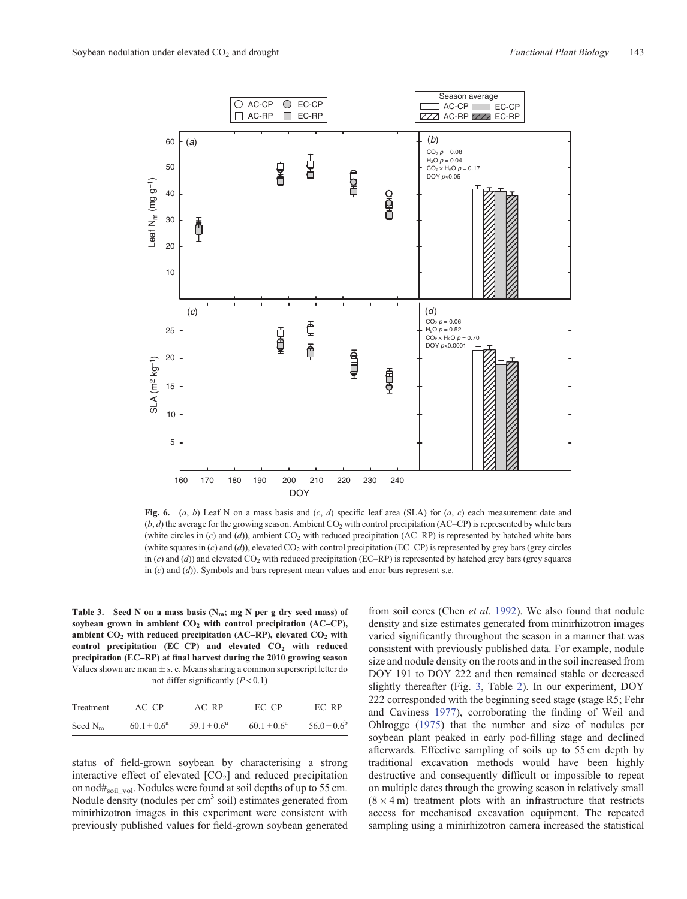AC–CP
EC–CP
AC–RP
EC–RP

Season average
AC–CP
EC–CP
AC–RP
EC–RP

(a)

Leaf $N_m$ (mg $g^{-1}$)

60
50
40
30
20
10

(b)

$CO_2$ $p = 0.08$
$H_2O$ $p = 0.04$
$CO_2 \times H_2O$ $p = 0.17$
DOY $p<0.05$

(c)

SLA ($m^2$ $kg^{-1}$)

25
20
15
10
5

(d)

$CO_2$ $p = 0.06$
$H_2O$ $p = 0.52$
$CO_2 \times H_2O$ $p = 0.70$
DOY $p<0.0001$

160 170 180 190 200 210 220 230 240

DOY

**Fig. 6.** (*a*, *b*) Leaf N on a mass basis and (*c*, *d*) specific leaf area (SLA) for (*a*, *c*) each measurement date and (*b*, *d*) the average for the growing season. Ambient $CO_2$ with control precipitation (AC–CP) is represented by white bars (white circles in (*c*) and (*d*)), ambient $CO_2$ with reduced precipitation (AC–RP) is represented by hatched white bars (white squares in (*c*) and (*d*)), elevated $CO_2$ with control precipitation (EC–CP) is represented by grey bars (grey circles in (*c*) and (*d*)) and elevated $CO_2$ with reduced precipitation (EC–RP) is represented by hatched grey bars (grey squares in (*c*) and (*d*)). Symbols and bars represent mean values and error bars represent s.e.

**Table 3. Seed N on a mass basis ($N_m$; mg N per g dry seed mass) of soybean grown in ambient $CO_2$ with control precipitation (AC–CP), ambient $CO_2$ with reduced precipitation (AC–RP), elevated $CO_2$ with control precipitation (EC–CP) and elevated $CO_2$ with reduced precipitation (EC–RP) at final harvest during the 2010 growing season**
Values shown are mean ± s. e. Means sharing a common superscript letter do not differ significantly ($P < 0.1$)

| Treatment | AC–CP | AC–RP | EC–CP | EC–RP |
|---|---|---|---|---|
| Seed $N_m$ | $60.1 \pm 0.6^a$ | $59.1 \pm 0.6^a$ | $60.1 \pm 0.6^a$ | $56.0 \pm 0.6^b$ |

status of field-grown soybean by characterising a strong interactive effect of elevated [$CO_2$] and reduced precipitation on $nod\#_{soil\_vol}$. Nodules were found at soil depths of up to 55 cm. Nodule density (nodules per $cm^3$ soil) estimates generated from minirhizotron images in this experiment were consistent with previously published values for field-grown soybean generated from soil cores (Chen *et al*. 1992). We also found that nodule density and size estimates generated from minirhizotron images varied significantly throughout the season in a manner that was consistent with previously published data. For example, nodule size and nodule density on the roots and in the soil increased from DOY 191 to DOY 222 and then remained stable or decreased slightly thereafter (Fig. 3, Table 2). In our experiment, DOY 222 corresponded with the beginning seed stage (stage R5; Fehr and Caviness 1977), corroborating the finding of Weil and Ohlrogge (1975) that the number and size of nodules per soybean plant peaked in early pod-filling stage and declined afterwards. Effective sampling of soils up to 55 cm depth by traditional excavation methods would have been highly destructive and consequently difficult or impossible to repeat on multiple dates through the growing season in relatively small (8 × 4 m) treatment plots with an infrastructure that restricts access for mechanised excavation equipment. The repeated sampling using a minirhizotron camera increased the statistical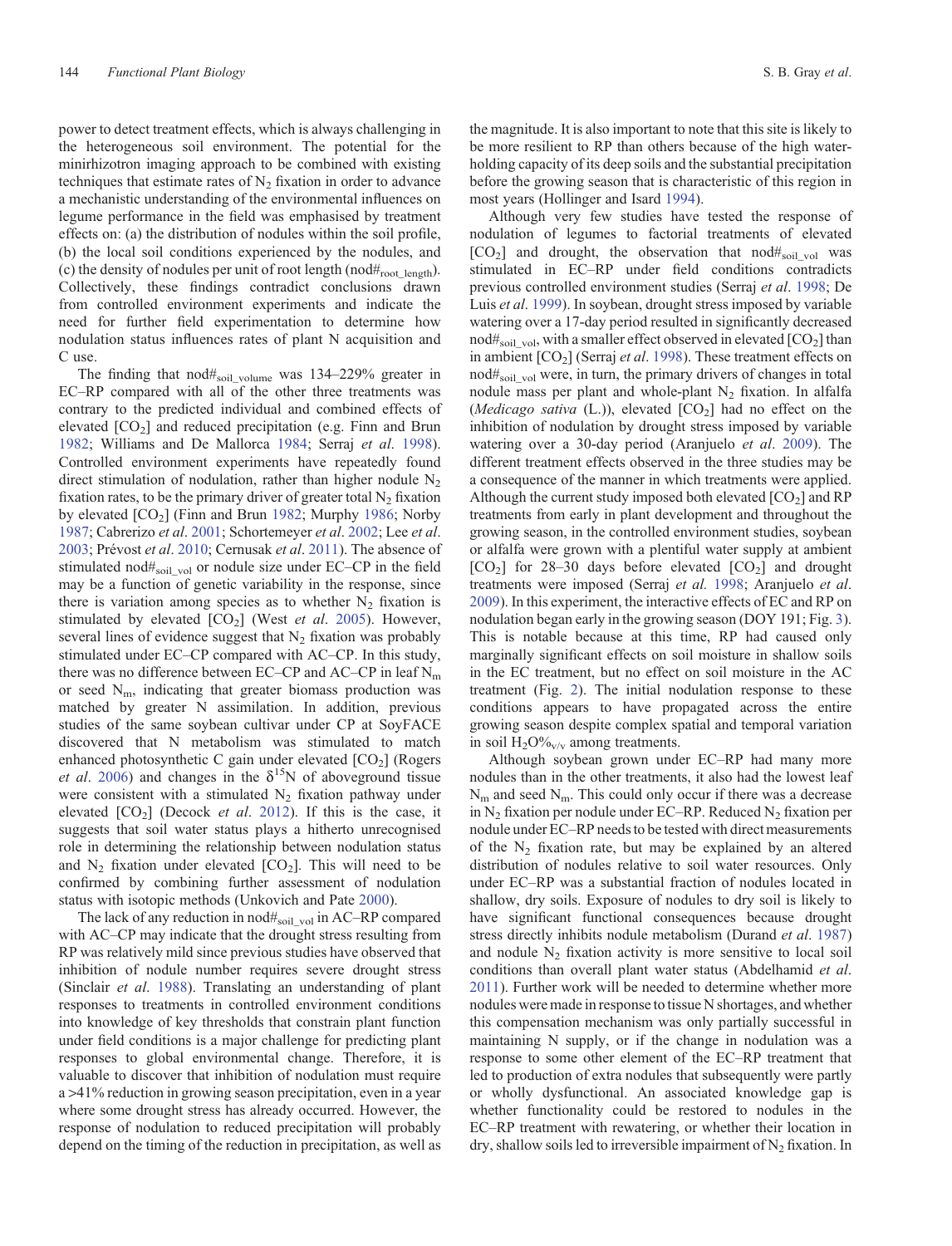power to detect treatment effects, which is always challenging in the heterogeneous soil environment. The potential for the minirhizotron imaging approach to be combined with existing techniques that estimate rates of $N_2$ fixation in order to advance a mechanistic understanding of the environmental influences on legume performance in the field was emphasised by treatment effects on: (a) the distribution of nodules within the soil profile, (b) the local soil conditions experienced by the nodules, and (c) the density of nodules per unit of root length ($nod\#_{root\_length}$). Collectively, these findings contradict conclusions drawn from controlled environment experiments and indicate the need for further field experimentation to determine how nodulation status influences rates of plant N acquisition and C use.

The finding that $nod\#_{soil\_volume}$ was 134–229% greater in EC–RP compared with all of the other three treatments was contrary to the predicted individual and combined effects of elevated [$CO_2$] and reduced precipitation (e.g. Finn and Brun 1982; Williams and De Mallorca 1984; Serraj *et al*. 1998). Controlled environment experiments have repeatedly found direct stimulation of nodulation, rather than higher nodule $N_2$ fixation rates, to be the primary driver of greater total $N_2$ fixation by elevated [$CO_2$] (Finn and Brun 1982; Murphy 1986; Norby 1987; Cabrerizo *et al*. 2001; Schortemeyer *et al*. 2002; Lee *et al*. 2003; Prévost *et al*. 2010; Cernusak *et al*. 2011). The absence of stimulated $nod\#_{soil\_vol}$ or nodule size under EC–CP in the field may be a function of genetic variability in the response, since there is variation among species as to whether $N_2$ fixation is stimulated by elevated [$CO_2$] (West *et al*. 2005). However, several lines of evidence suggest that $N_2$ fixation was probably stimulated under EC–CP compared with AC–CP. In this study, there was no difference between EC–CP and AC–CP in leaf $N_m$ or seed $N_m$, indicating that greater biomass production was matched by greater N assimilation. In addition, previous studies of the same soybean cultivar under CP at SoyFACE discovered that N metabolism was stimulated to match enhanced photosynthetic C gain under elevated [$CO_2$] (Rogers *et al*. 2006) and changes in the $\delta^{15}N$ of aboveground tissue were consistent with a stimulated $N_2$ fixation pathway under elevated [$CO_2$] (Decock *et al*. 2012). If this is the case, it suggests that soil water status plays a hitherto unrecognised role in determining the relationship between nodulation status and $N_2$ fixation under elevated [$CO_2$]. This will need to be confirmed by combining further assessment of nodulation status with isotopic methods (Unkovich and Pate 2000).

The lack of any reduction in $nod\#_{soil\_vol}$ in AC–RP compared with AC–CP may indicate that the drought stress resulting from RP was relatively mild since previous studies have observed that inhibition of nodule number requires severe drought stress (Sinclair *et al*. 1988). Translating an understanding of plant responses to treatments in controlled environment conditions into knowledge of key thresholds that constrain plant function under field conditions is a major challenge for predicting plant responses to global environmental change. Therefore, it is valuable to discover that inhibition of nodulation must require a >41% reduction in growing season precipitation, even in a year where some drought stress has already occurred. However, the response of nodulation to reduced precipitation will probably depend on the timing of the reduction in precipitation, as well as the magnitude. It is also important to note that this site is likely to be more resilient to RP than others because of the high water-holding capacity of its deep soils and the substantial precipitation before the growing season that is characteristic of this region in most years (Hollinger and Isard 1994).

Although very few studies have tested the response of nodulation of legumes to factorial treatments of elevated [$CO_2$] and drought, the observation that $nod\#_{soil\_vol}$ was stimulated in EC–RP under field conditions contradicts previous controlled environment studies (Serraj *et al*. 1998; De Luis *et al*. 1999). In soybean, drought stress imposed by variable watering over a 17-day period resulted in significantly decreased $nod\#_{soil\_vol}$, with a smaller effect observed in elevated [$CO_2$] than in ambient [$CO_2$] (Serraj *et al*. 1998). These treatment effects on $nod\#_{soil\_vol}$ were, in turn, the primary drivers of changes in total nodule mass per plant and whole-plant $N_2$ fixation. In alfalfa (*Medicago sativa* (L.)), elevated [$CO_2$] had no effect on the inhibition of nodulation by drought stress imposed by variable watering over a 30-day period (Aranjuelo *et al*. 2009). The different treatment effects observed in the three studies may be a consequence of the manner in which treatments were applied. Although the current study imposed both elevated [$CO_2$] and RP treatments from early in plant development and throughout the growing season, in the controlled environment studies, soybean or alfalfa were grown with a plentiful water supply at ambient [$CO_2$] for 28–30 days before elevated [$CO_2$] and drought treatments were imposed (Serraj *et al.* 1998; Aranjuelo *et al*. 2009). In this experiment, the interactive effects of EC and RP on nodulation began early in the growing season (DOY 191; Fig. 3). This is notable because at this time, RP had caused only marginally significant effects on soil moisture in shallow soils in the EC treatment, but no effect on soil moisture in the AC treatment (Fig. 2). The initial nodulation response to these conditions appears to have propagated across the entire growing season despite complex spatial and temporal variation in soil $H_2O\%_{v/v}$ among treatments.

Although soybean grown under EC–RP had many more nodules than in the other treatments, it also had the lowest leaf $N_m$ and seed $N_m$. This could only occur if there was a decrease in $N_2$ fixation per nodule under EC–RP. Reduced $N_2$ fixation per nodule under EC–RP needs to be tested with direct measurements of the $N_2$ fixation rate, but may be explained by an altered distribution of nodules relative to soil water resources. Only under EC–RP was a substantial fraction of nodules located in shallow, dry soils. Exposure of nodules to dry soil is likely to have significant functional consequences because drought stress directly inhibits nodule metabolism (Durand *et al*. 1987) and nodule $N_2$ fixation activity is more sensitive to local soil conditions than overall plant water status (Abdelhamid *et al*. 2011). Further work will be needed to determine whether more nodules were made in response to tissue N shortages, and whether this compensation mechanism was only partially successful in maintaining N supply, or if the change in nodulation was a response to some other element of the EC–RP treatment that led to production of extra nodules that subsequently were partly or wholly dysfunctional. An associated knowledge gap is whether functionality could be restored to nodules in the EC–RP treatment with rewatering, or whether their location in dry, shallow soils led to irreversible impairment of $N_2$ fixation. In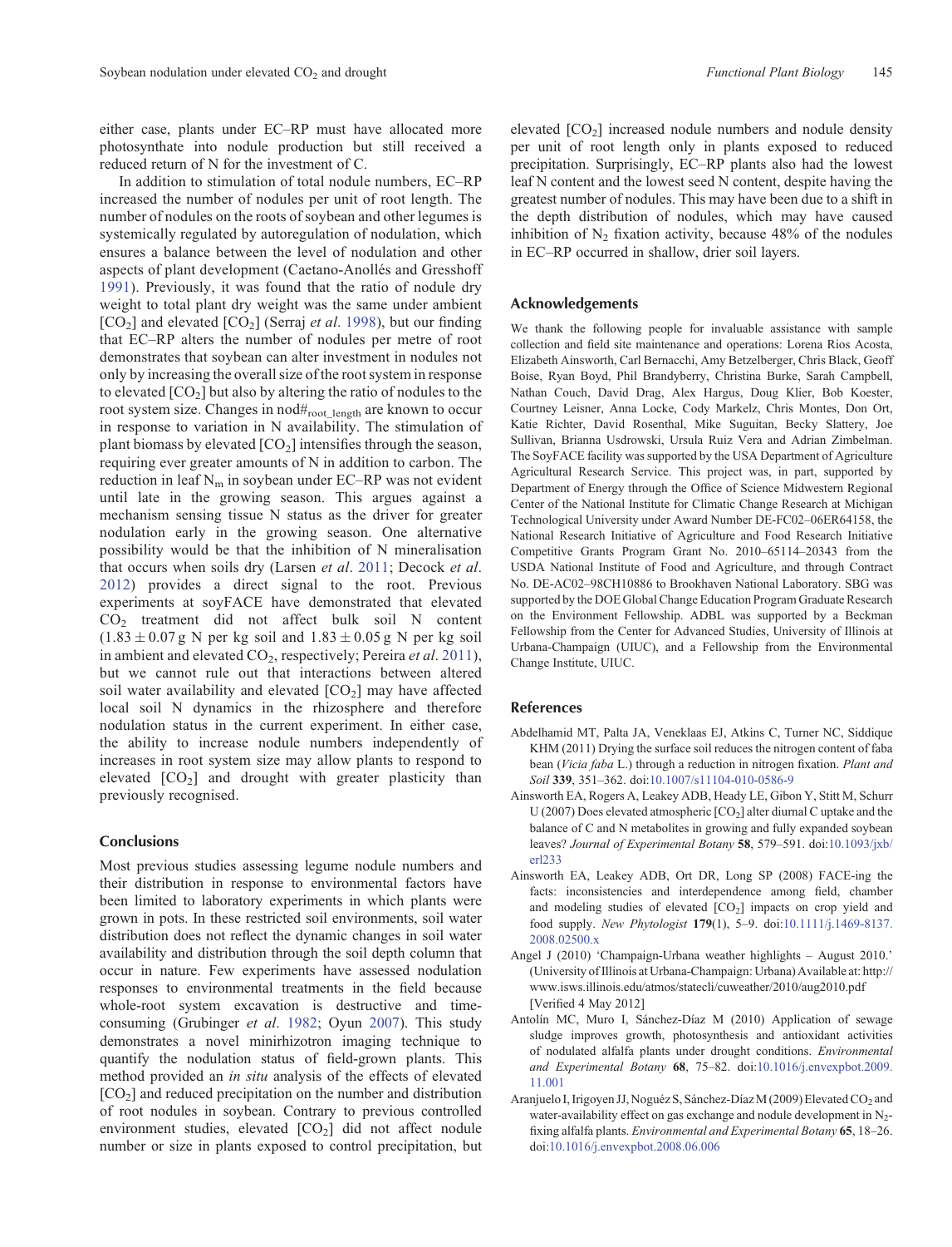either case, plants under EC–RP must have allocated more photosynthate into nodule production but still received a reduced return of N for the investment of C.

In addition to stimulation of total nodule numbers, EC–RP increased the number of nodules per unit of root length. The number of nodules on the roots of soybean and other legumes is systemically regulated by autoregulation of nodulation, which ensures a balance between the level of nodulation and other aspects of plant development (Caetano-Anollés and Gresshoff 1991). Previously, it was found that the ratio of nodule dry weight to total plant dry weight was the same under ambient [$CO_2$] and elevated [$CO_2$] (Serraj *et al*. 1998), but our finding that EC–RP alters the number of nodules per metre of root demonstrates that soybean can alter investment in nodules not only by increasing the overall size of the root system in response to elevated [$CO_2$] but also by altering the ratio of nodules to the root system size. Changes in $nod\#_{root\_length}$ are known to occur in response to variation in N availability. The stimulation of plant biomass by elevated [$CO_2$] intensifies through the season, requiring ever greater amounts of N in addition to carbon. The reduction in leaf $N_m$ in soybean under EC–RP was not evident until late in the growing season. This argues against a mechanism sensing tissue N status as the driver for greater nodulation early in the growing season. One alternative possibility would be that the inhibition of N mineralisation that occurs when soils dry (Larsen *et al*. 2011; Decock *et al*. 2012) provides a direct signal to the root. Previous experiments at soyFACE have demonstrated that elevated $CO_2$ treatment did not affect bulk soil N content ($1.83 \pm 0.07$ g N per kg soil and $1.83 \pm 0.05$ g N per kg soil in ambient and elevated $CO_2$, respectively; Pereira *et al*. 2011), but we cannot rule out that interactions between altered soil water availability and elevated [$CO_2$] may have affected local soil N dynamics in the rhizosphere and therefore nodulation status in the current experiment. In either case, the ability to increase nodule numbers independently of increases in root system size may allow plants to respond to elevated [$CO_2$] and drought with greater plasticity than previously recognised.

## Conclusions

Most previous studies assessing legume nodule numbers and their distribution in response to environmental factors have been limited to laboratory experiments in which plants were grown in pots. In these restricted soil environments, soil water distribution does not reflect the dynamic changes in soil water availability and distribution through the soil depth column that occur in nature. Few experiments have assessed nodulation responses to environmental treatments in the field because whole-root system excavation is destructive and time-consuming (Grubinger *et al*. 1982; Oyun 2007). This study demonstrates a novel minirhizotron imaging technique to quantify the nodulation status of field-grown plants. This method provided an *in situ* analysis of the effects of elevated [$CO_2$] and reduced precipitation on the number and distribution of root nodules in soybean. Contrary to previous controlled environment studies, elevated [$CO_2$] did not affect nodule number or size in plants exposed to control precipitation, but elevated [$CO_2$] increased nodule numbers and nodule density per unit of root length only in plants exposed to reduced precipitation. Surprisingly, EC–RP plants also had the lowest leaf N content and the lowest seed N content, despite having the greatest number of nodules. This may have been due to a shift in the depth distribution of nodules, which may have caused inhibition of $N_2$ fixation activity, because 48% of the nodules in EC–RP occurred in shallow, drier soil layers.

## Acknowledgements

We thank the following people for invaluable assistance with sample collection and field site maintenance and operations: Lorena Rios Acosta, Elizabeth Ainsworth, Carl Bernacchi, Amy Betzelberger, Chris Black, Geoff Boise, Ryan Boyd, Phil Brandyberry, Christina Burke, Sarah Campbell, Nathan Couch, David Drag, Alex Hargus, Doug Klier, Bob Koester, Courtney Leisner, Anna Locke, Cody Markelz, Chris Montes, Don Ort, Katie Richter, David Rosenthal, Mike Suguitan, Becky Slattery, Joe Sullivan, Brianna Usdrowski, Ursula Ruiz Vera and Adrian Zimbelman. The SoyFACE facility was supported by the USA Department of Agriculture Agricultural Research Service. This project was, in part, supported by Department of Energy through the Office of Science Midwestern Regional Center of the National Institute for Climatic Change Research at Michigan Technological University under Award Number DE-FC02–06ER64158, the National Research Initiative of Agriculture and Food Research Initiative Competitive Grants Program Grant No. 2010–65114–20343 from the USDA National Institute of Food and Agriculture, and through Contract No. DE-AC02–98CH10886 to Brookhaven National Laboratory. SBG was supported by the DOE Global Change Education Program Graduate Research on the Environment Fellowship. ADBL was supported by a Beckman Fellowship from the Center for Advanced Studies, University of Illinois at Urbana-Champaign (UIUC), and a Fellowship from the Environmental Change Institute, UIUC.

## References

Abdelhamid MT, Palta JA, Veneklaas EJ, Atkins C, Turner NC, Siddique KHM (2011) Drying the surface soil reduces the nitrogen content of faba bean (*Vicia faba* L.) through a reduction in nitrogen fixation. *Plant and Soil* **339**, 351–362. doi:10.1007/s11104-010-0586-9

Ainsworth EA, Rogers A, Leakey ADB, Heady LE, Gibon Y, Stitt M, Schurr U (2007) Does elevated atmospheric [$CO_2$] alter diurnal C uptake and the balance of C and N metabolites in growing and fully expanded soybean leaves? *Journal of Experimental Botany* **58**, 579–591. doi:10.1093/jxb/erl233

Ainsworth EA, Leakey ADB, Ort DR, Long SP (2008) FACE-ing the facts: inconsistencies and interdependence among field, chamber and modeling studies of elevated [$CO_2$] impacts on crop yield and food supply. *New Phytologist* **179**(1), 5–9. doi:10.1111/j.1469-8137.2008.02500.x

Angel J (2010) 'Champaign-Urbana weather highlights – August 2010.' (University of Illinois at Urbana-Champaign: Urbana) Available at: http://www.isws.illinois.edu/atmos/statecli/cuweather/2010/aug2010.pdf [Verified 4 May 2012]

Antolín MC, Muro I, Sánchez-Díaz M (2010) Application of sewage sludge improves growth, photosynthesis and antioxidant activities of nodulated alfalfa plants under drought conditions. *Environmental and Experimental Botany* **68**, 75–82. doi:10.1016/j.envexpbot.2009.11.001

Aranjuelo I, Irigoyen JJ, Noguéz S, Sánchez-Díaz M (2009) Elevated $CO_2$ and water-availability effect on gas exchange and nodule development in $N_2$-fixing alfalfa plants. *Environmental and Experimental Botany* **65**, 18–26. doi:10.1016/j.envexpbot.2008.06.006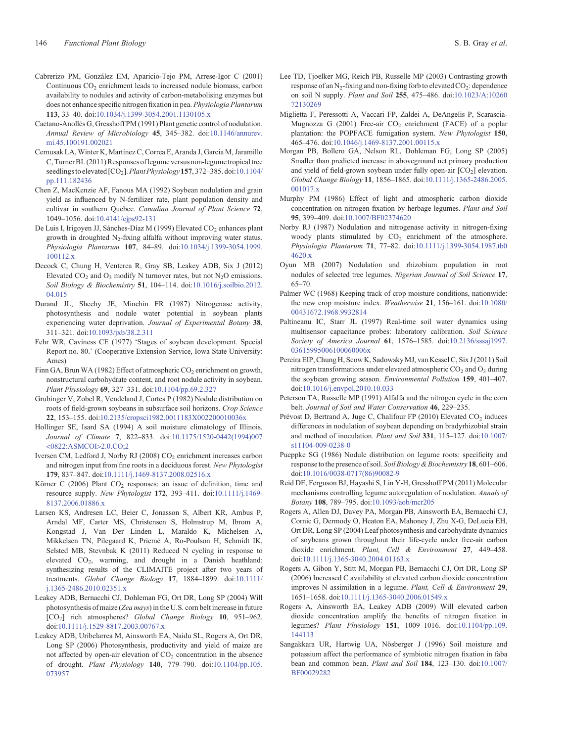Cabrerizo PM, González EM, Aparicio-Tejo PM, Arrese-Igor C (2001) Continuous $CO_2$ enrichment leads to increased nodule biomass, carbon availability to nodules and activity of carbon-metabolising enzymes but does not enhance specific nitrogen fixation in pea. *Physiologia Plantarum* **113**, 33–40. doi:10.1034/j.1399-3054.2001.1130105.x

Caetano-Anollés G, Gresshoff PM (1991) Plant genetic control of nodulation. *Annual Review of Microbiology* **45**, 345–382. doi:10.1146/annurev.mi.45.100191.002021

Cernusak LA, Winter K, Martínez C, Correa E, Aranda J, Garcia M, Jaramillo C, Turner BL (2011) Responses of legume versus non-legume tropical tree seedlings to elevated [$CO_2$]. *Plant Physiology* **157**, 372–385. doi:10.1104/pp.111.182436

Chen Z, MacKenzie AF, Fanous MA (1992) Soybean nodulation and grain yield as influenced by N-fertilizer rate, plant population density and cultivar in southern Quebec. *Canadian Journal of Plant Science* **72**, 1049–1056. doi:10.4141/cjps92-131

De Luis I, Irigoyen JJ, Sánches-Díaz M (1999) Elevated $CO_2$ enhances plant growth in droughted $N_2$-fixing alfalfa without improving water status. *Physiologia Plantarum* **107**, 84–89. doi:10.1034/j.1399-3054.1999.100112.x

Decock C, Chung H, Venterea R, Gray SB, Leakey ADB, Six J (2012) Elevated $CO_2$ and $O_3$ modify N turnover rates, but not $N_2O$ emissions. *Soil Biology & Biochemistry* **51**, 104–114. doi:10.1016/j.soilbio.2012.04.015

Durand JL, Sheehy JE, Minchin FR (1987) Nitrogenase activity, photosynthesis and nodule water potential in soybean plants experiencing water deprivation. *Journal of Experimental Botany* **38**, 311–321. doi:10.1093/jxb/38.2.311

Fehr WR, Caviness CE (1977) 'Stages of soybean development. Special Report no. 80.' (Cooperative Extension Service, Iowa State University: Ames)

Finn GA, Brun WA (1982) Effect of atmospheric $CO_2$ enrichment on growth, nonstructural carbohydrate content, and root nodule activity in soybean. *Plant Physiology* **69**, 327–331. doi:10.1104/pp.69.2.327

Grubinger V, Zobel R, Vendeland J, Cortes P (1982) Nodule distribution on roots of field-grown soybeans in subsurface soil horizons. *Crop Science* **22**, 153–155. doi:10.2135/cropsci1982.0011183X002200010036x

Hollinger SE, Isard SA (1994) A soil moisture climatology of Illinois. *Journal of Climate* **7**, 822–833. doi:10.1175/1520-0442(1994)007<0822:ASMCOI>2.0.CO;2

Iversen CM, Ledford J, Norby RJ (2008) $CO_2$ enrichment increases carbon and nitrogen input from fine roots in a deciduous forest. *New Phytologist* **179**, 837–847. doi:10.1111/j.1469-8137.2008.02516.x

Körner C (2006) Plant $CO_2$ responses: an issue of definition, time and resource supply. *New Phytologist* **172**, 393–411. doi:10.1111/j.1469-8137.2006.01886.x

Larsen KS, Andresen LC, Beier C, Jonasson S, Albert KR, Ambus P, Arndal MF, Carter MS, Christensen S, Holmstrup M, Ibrom A, Kongstad J, Van Der Linden L, Maraldo K, Michelsen A, Mikkelsen TN, Pilegaard K, Priemé A, Ro-Poulson H, Schmidt IK, Selsted MB, Stevnbak K (2011) Reduced N cycling in response to elevated $CO_2$, warming, and drought in a Danish heathland: synthesizing results of the CLIMAITE project after two years of treatments. *Global Change Biology* **17**, 1884–1899. doi:10.1111/j.1365-2486.2010.02351.x

Leakey ADB, Bernacchi CJ, Dohleman FG, Ort DR, Long SP (2004) Will photosynthesis of maize (*Zea mays*) in the U.S. corn belt increase in future [$CO_2$] rich atmospheres? *Global Change Biology* **10**, 951–962. doi:10.1111/j.1529-8817.2003.00767.x

Leakey ADB, Uribelarrea M, Ainsworth EA, Naidu SL, Rogers A, Ort DR, Long SP (2006) Photosynthesis, productivity and yield of maize are not affected by open-air elevation of $CO_2$ concentration in the absence of drought. *Plant Physiology* **140**, 779–790. doi:10.1104/pp.105.073957

Lee TD, Tjoelker MG, Reich PB, Russelle MP (2003) Contrasting growth response of an $N_2$-fixing and non-fixing forb to elevated $CO_2$: dependence on soil N supply. *Plant and Soil* **255**, 475–486. doi:10.1023/A:1026072130269

Miglietta F, Peressotti A, Vaccari FP, Zaldei A, DeAngelis P, Scarascia-Mugnozza G (2001) Free-air $CO_2$ enrichment (FACE) of a poplar plantation: the POPFACE fumigation system. *New Phytologist* **150**, 465–476. doi:10.1046/j.1469-8137.2001.00115.x

Morgan PB, Bollero GA, Nelson RL, Dohleman FG, Long SP (2005) Smaller than predicted increase in aboveground net primary production and yield of field-grown soybean under fully open-air [$CO_2$] elevation. *Global Change Biology* **11**, 1856–1865. doi:10.1111/j.1365-2486.2005.001017.x

Murphy PM (1986) Effect of light and atmospheric carbon dioxide concentration on nitrogen fixation by herbage legumes. *Plant and Soil* **95**, 399–409. doi:10.1007/BF02374620

Norby RJ (1987) Nodulation and nitrogenase activity in nitrogen-fixing woody plants stimulated by $CO_2$ enrichment of the atmosphere. *Physiologia Plantarum* **71**, 77–82. doi:10.1111/j.1399-3054.1987.tb04620.x

Oyun MB (2007) Nodulation and rhizobium population in root nodules of selected tree legumes. *Nigerian Journal of Soil Science* **17**, 65–70.

Palmer WC (1968) Keeping track of crop moisture conditions, nationwide: the new crop moisture index. *Weatherwise* **21**, 156–161. doi:10.1080/00431672.1968.9932814

Paltineanu IC, Starr JL (1997) Real-time soil water dynamics using multisensor capacitance probes: laboratory calibration. *Soil Science Society of America Journal* **61**, 1576–1585. doi:10.2136/sssaj1997.03615995006100060006x

Pereira EIP, Chung H, Scow K, Sadowsky MJ, van Kessel C, Six J (2011) Soil nitrogen transformations under elevated atmospheric $CO_2$ and $O_3$ during the soybean growing season. *Environmental Pollution* **159**, 401–407. doi:10.1016/j.envpol.2010.10.033

Peterson TA, Russelle MP (1991) Alfalfa and the nitrogen cycle in the corn belt. *Journal of Soil and Water Conservation* **46**, 229–235.

Prévost D, Bertrand A, Juge C, Chalifour FP (2010) Elevated $CO_2$ induces differences in nodulation of soybean depending on bradyrhizobial strain and method of inoculation. *Plant and Soil* **331**, 115–127. doi:10.1007/s11104-009-0238-0

Pueppke SG (1986) Nodule distribution on legume roots: specificity and response to the presence of soil. *Soil Biology & Biochemistry* **18**, 601–606. doi:10.1016/0038-0717(86)90082-9

Reid DE, Ferguson BJ, Hayashi S, Lin Y-H, Gresshoff PM (2011) Molecular mechanisms controlling legume autoregulation of nodulation. *Annals of Botany* **108**, 789–795. doi:10.1093/aob/mcr205

Rogers A, Allen DJ, Davey PA, Morgan PB, Ainsworth EA, Bernacchi CJ, Cornic G, Dermody O, Heaton EA, Mahoney J, Zhu X-G, DeLucia EH, Ort DR, Long SP (2004) Leaf photosynthesis and carbohydrate dynamics of soybeans grown throughout their life-cycle under free-air carbon dioxide enrichment. *Plant, Cell & Environment* **27**, 449–458. doi:10.1111/j.1365-3040.2004.01163.x

Rogers A, Gibon Y, Stitt M, Morgan PB, Bernacchi CJ, Ort DR, Long SP (2006) Increased C availability at elevated carbon dioxide concentration improves N assimilation in a legume. *Plant, Cell & Environment* **29**, 1651–1658. doi:10.1111/j.1365-3040.2006.01549.x

Rogers A, Ainsworth EA, Leakey ADB (2009) Will elevated carbon dioxide concentration amplify the benefits of nitrogen fixation in legumes? *Plant Physiology* **151**, 1009–1016. doi:10.1104/pp.109.144113

Sangakkara UR, Hartwig UA, Nösberger J (1996) Soil moisture and potassium affect the performance of symbiotic nitrogen fixation in faba bean and common bean. *Plant and Soil* **184**, 123–130. doi:10.1007/BF00029282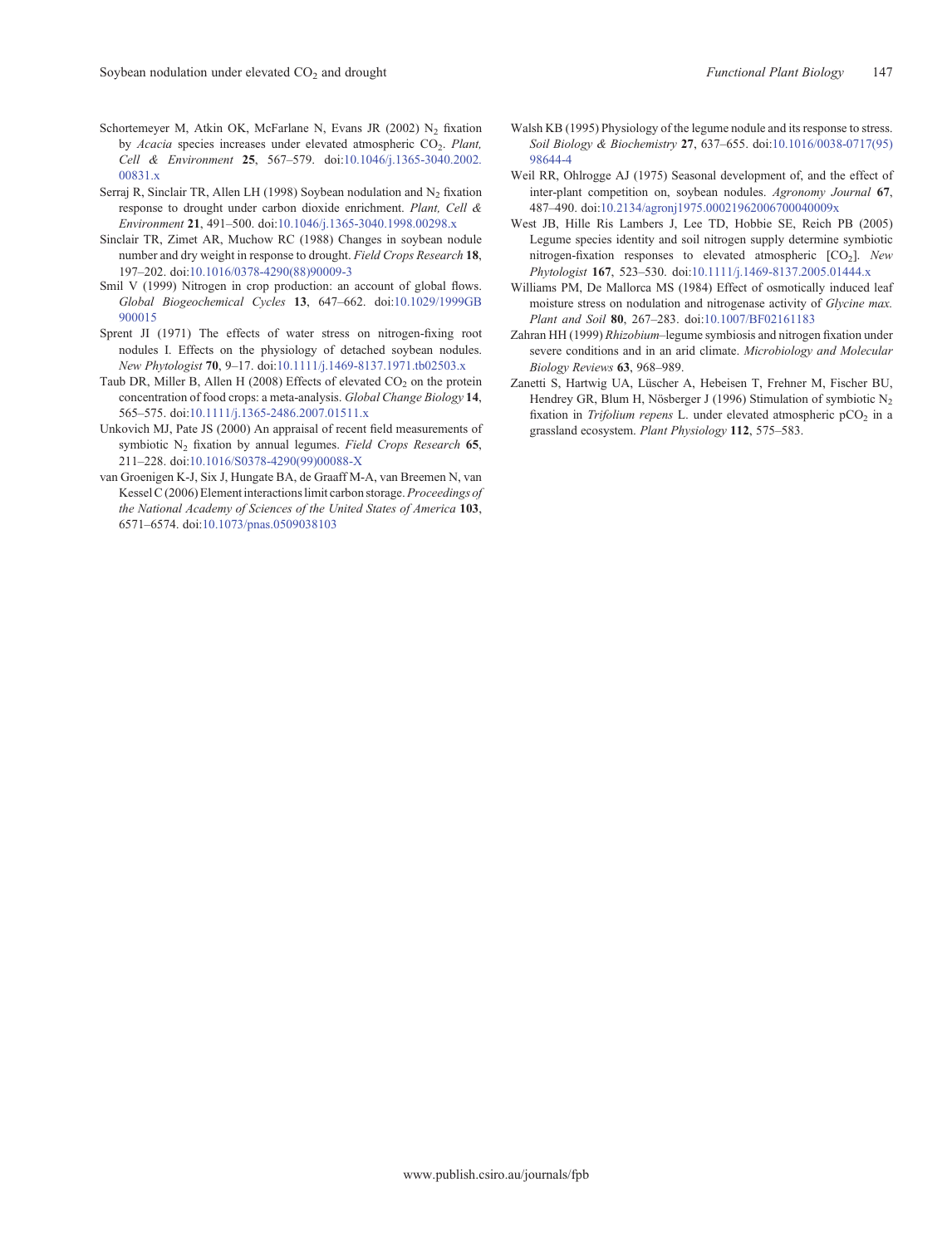Schortemeyer M, Atkin OK, McFarlane N, Evans JR (2002) $N_2$ fixation by *Acacia* species increases under elevated atmospheric $CO_2$. *Plant, Cell & Environment* **25**, 567–579. doi:10.1046/j.1365-3040.2002.00831.x

Serraj R, Sinclair TR, Allen LH (1998) Soybean nodulation and $N_2$ fixation response to drought under carbon dioxide enrichment. *Plant, Cell & Environment* **21**, 491–500. doi:10.1046/j.1365-3040.1998.00298.x

Sinclair TR, Zimet AR, Muchow RC (1988) Changes in soybean nodule number and dry weight in response to drought. *Field Crops Research* **18**, 197–202. doi:10.1016/0378-4290(88)90009-3

Smil V (1999) Nitrogen in crop production: an account of global flows. *Global Biogeochemical Cycles* **13**, 647–662. doi:10.1029/1999GB900015

Sprent JI (1971) The effects of water stress on nitrogen-fixing root nodules I. Effects on the physiology of detached soybean nodules. *New Phytologist* **70**, 9–17. doi:10.1111/j.1469-8137.1971.tb02503.x

Taub DR, Miller B, Allen H (2008) Effects of elevated $CO_2$ on the protein concentration of food crops: a meta-analysis. *Global Change Biology* **14**, 565–575. doi:10.1111/j.1365-2486.2007.01511.x

Unkovich MJ, Pate JS (2000) An appraisal of recent field measurements of symbiotic $N_2$ fixation by annual legumes. *Field Crops Research* **65**, 211–228. doi:10.1016/S0378-4290(99)00088-X

van Groenigen K-J, Six J, Hungate BA, de Graaff M-A, van Breemen N, van Kessel C (2006) Element interactions limit carbon storage. *Proceedings of the National Academy of Sciences of the United States of America* **103**, 6571–6574. doi:10.1073/pnas.0509038103

Walsh KB (1995) Physiology of the legume nodule and its response to stress. *Soil Biology & Biochemistry* **27**, 637–655. doi:10.1016/0038-0717(95)98644-4

Weil RR, Ohlrogge AJ (1975) Seasonal development of, and the effect of inter-plant competition on, soybean nodules. *Agronomy Journal* **67**, 487–490. doi:10.2134/agronj1975.00021962006700040009x

West JB, Hille Ris Lambers J, Lee TD, Hobbie SE, Reich PB (2005) Legume species identity and soil nitrogen supply determine symbiotic nitrogen-fixation responses to elevated atmospheric [$CO_2$]. *New Phytologist* **167**, 523–530. doi:10.1111/j.1469-8137.2005.01444.x

Williams PM, De Mallorca MS (1984) Effect of osmotically induced leaf moisture stress on nodulation and nitrogenase activity of *Glycine max. Plant and Soil* **80**, 267–283. doi:10.1007/BF02161183

Zahran HH (1999) *Rhizobium*–legume symbiosis and nitrogen fixation under severe conditions and in an arid climate. *Microbiology and Molecular Biology Reviews* **63**, 968–989.

Zanetti S, Hartwig UA, Lüscher A, Hebeisen T, Frehner M, Fischer BU, Hendrey GR, Blum H, Nösberger J (1996) Stimulation of symbiotic $N_2$ fixation in *Trifolium repens* L. under elevated atmospheric $pCO_2$ in a grassland ecosystem. *Plant Physiology* **112**, 575–583.